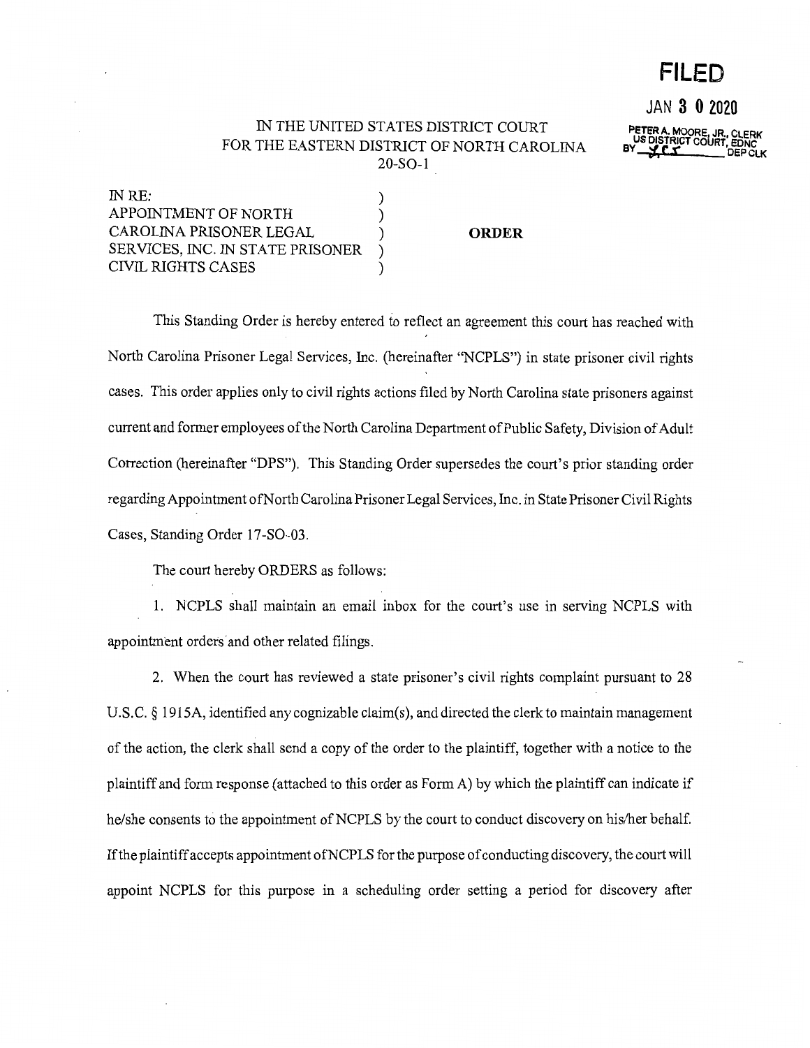**FILED**

JAN 30 2020

PETER A. MOORE, JR., CLERK
US DISTRICT COURT, EDNC
BY ___ DEP CLK

IN THE UNITED STATES DISTRICT COURT
FOR THE EASTERN DISTRICT OF NORTH CAROLINA
20-SO-1

IN RE:
APPOINTMENT OF NORTH
CAROLINA PRISONER LEGAL
SERVICES, INC. IN STATE PRISONER
CIVIL RIGHTS CASES

**ORDER**

This Standing Order is hereby entered to reflect an agreement this court has reached with North Carolina Prisoner Legal Services, Inc. (hereinafter "NCPLS") in state prisoner civil rights cases. This order applies only to civil rights actions filed by North Carolina state prisoners against current and former employees of the North Carolina Department of Public Safety, Division of Adult Correction (hereinafter "DPS"). This Standing Order supersedes the court's prior standing order regarding Appointment of North Carolina Prisoner Legal Services, Inc. in State Prisoner Civil Rights Cases, Standing Order 17-SO-03.

The court hereby ORDERS as follows:

1. NCPLS shall maintain an email inbox for the court's use in serving NCPLS with appointment orders and other related filings.

2. When the court has reviewed a state prisoner's civil rights complaint pursuant to 28 U.S.C. § 1915A, identified any cognizable claim(s), and directed the clerk to maintain management of the action, the clerk shall send a copy of the order to the plaintiff, together with a notice to the plaintiff and form response (attached to this order as Form A) by which the plaintiff can indicate if he/she consents to the appointment of NCPLS by the court to conduct discovery on his/her behalf. If the plaintiff accepts appointment of NCPLS for the purpose of conducting discovery, the court will appoint NCPLS for this purpose in a scheduling order setting a period for discovery after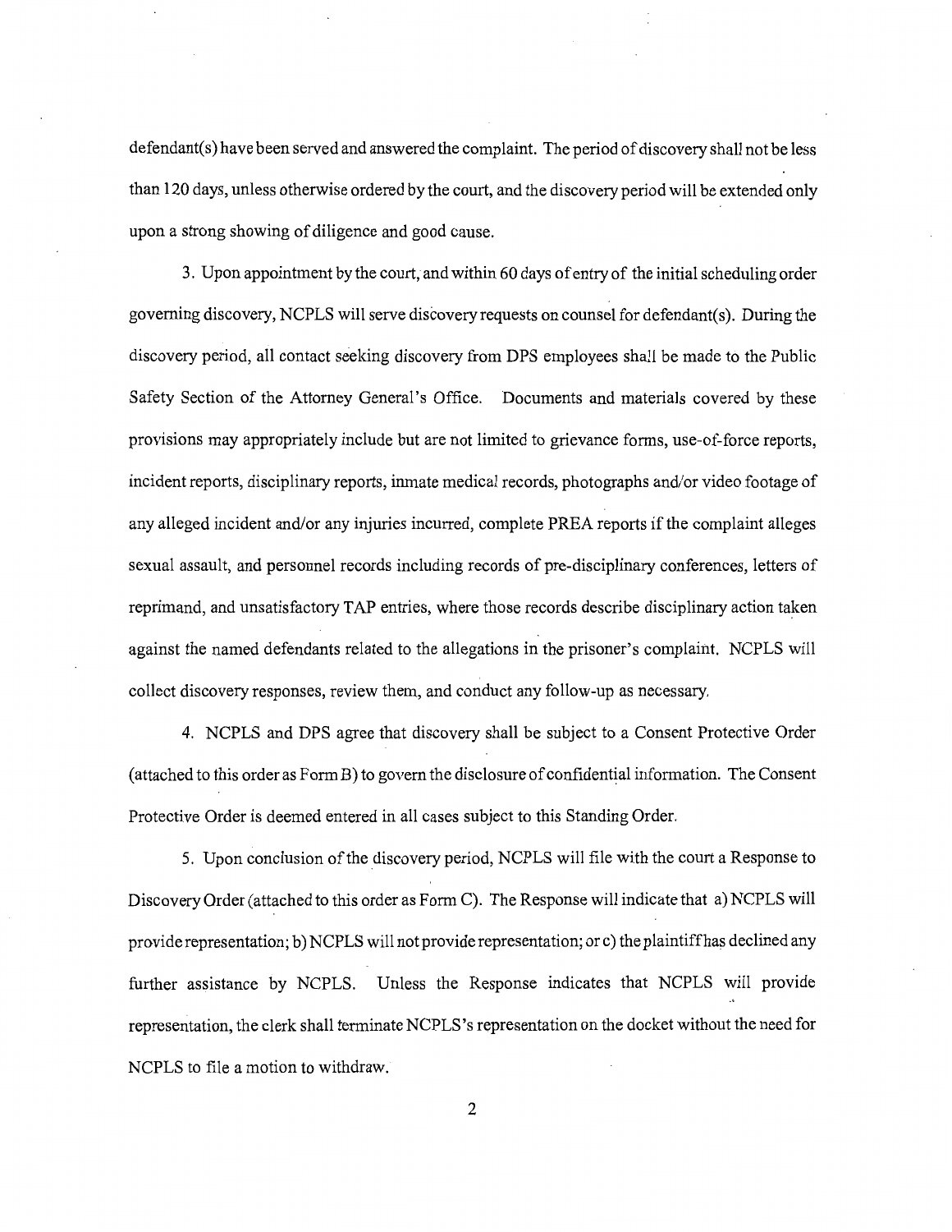defendant(s) have been served and answered the complaint. The period of discovery shall not be less than 120 days, unless otherwise ordered by the court, and the discovery period will be extended only upon a strong showing of diligence and good cause.

3. Upon appointment by the court, and within 60 days of entry of the initial scheduling order governing discovery, NCPLS will serve discovery requests on counsel for defendant(s). During the discovery period, all contact seeking discovery from DPS employees shall be made to the Public Safety Section of the Attorney General's Office. Documents and materials covered by these provisions may appropriately include but are not limited to grievance forms, use-of-force reports, incident reports, disciplinary reports, inmate medical records, photographs and/or video footage of any alleged incident and/or any injuries incurred, complete PREA reports if the complaint alleges sexual assault, and personnel records including records of pre-disciplinary conferences, letters of reprimand, and unsatisfactory TAP entries, where those records describe disciplinary action taken against the named defendants related to the allegations in the prisoner's complaint. NCPLS will collect discovery responses, review them, and conduct any follow-up as necessary.

4. NCPLS and DPS agree that discovery shall be subject to a Consent Protective Order (attached to this order as Form B) to govern the disclosure of confidential information. The Consent Protective Order is deemed entered in all cases subject to this Standing Order.

5. Upon conclusion of the discovery period, NCPLS will file with the court a Response to Discovery Order (attached to this order as Form C). The Response will indicate that a) NCPLS will provide representation; b) NCPLS will not provide representation; or c) the plaintiff has declined any further assistance by NCPLS. Unless the Response indicates that NCPLS will provide representation, the clerk shall terminate NCPLS's representation on the docket without the need for NCPLS to file a motion to withdraw.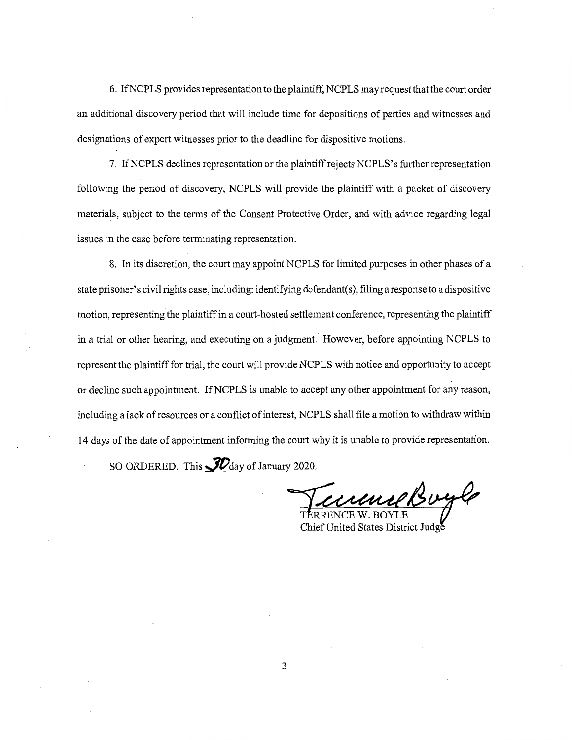6. If NCPLS provides representation to the plaintiff, NCPLS may request that the court order an additional discovery period that will include time for depositions of parties and witnesses and designations of expert witnesses prior to the deadline for dispositive motions.

7. If NCPLS declines representation or the plaintiff rejects NCPLS's further representation following the period of discovery, NCPLS will provide the plaintiff with a packet of discovery materials, subject to the terms of the Consent Protective Order, and with advice regarding legal issues in the case before terminating representation.

8. In its discretion, the court may appoint NCPLS for limited purposes in other phases of a state prisoner's civil rights case, including: identifying defendant(s), filing a response to a dispositive motion, representing the plaintiff in a court-hosted settlement conference, representing the plaintiff in a trial or other hearing, and executing on a judgment. However, before appointing NCPLS to represent the plaintiff for trial, the court will provide NCPLS with notice and opportunity to accept or decline such appointment. If NCPLS is unable to accept any other appointment for any reason, including a lack of resources or a conflict of interest, NCPLS shall file a motion to withdraw within 14 days of the date of appointment informing the court why it is unable to provide representation.

SO ORDERED. This 30 day of January 2020.

TERRENCE W. BOYLE
Chief United States District Judge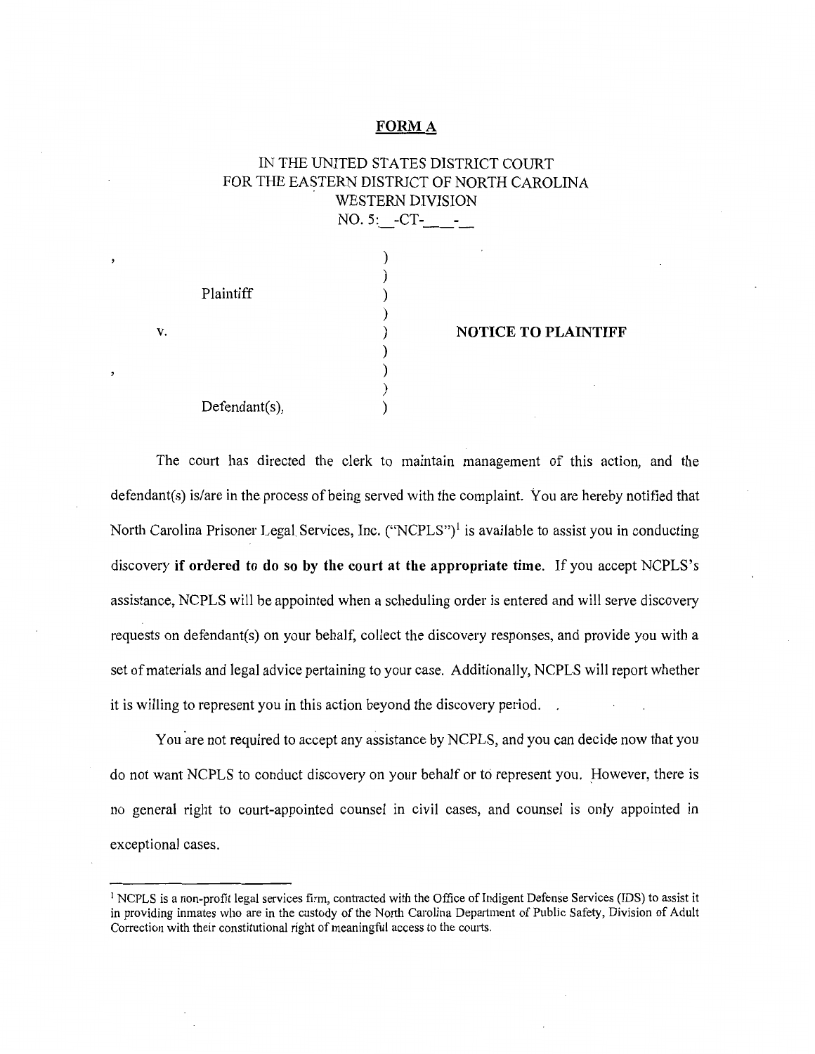**FORM A**

IN THE UNITED STATES DISTRICT COURT
FOR THE EASTERN DISTRICT OF NORTH CAROLINA
WESTERN DIVISION
NO. 5:\_\_-CT-\_\_\_\_-\_\_

| | | |
|---|---|---|
| , | ) | |
| | ) | |
| Plaintiff | ) | |
| | ) | |
| v. | ) | **NOTICE TO PLAINTIFF** |
| | ) | |
| , | ) | |
| | ) | |
| Defendant(s), | ) | |

The court has directed the clerk to maintain management of this action, and the defendant(s) is/are in the process of being served with the complaint. You are hereby notified that North Carolina Prisoner Legal Services, Inc. ("NCPLS")[1] is available to assist you in conducting discovery **if ordered to do so by the court at the appropriate time.** If you accept NCPLS's assistance, NCPLS will be appointed when a scheduling order is entered and will serve discovery requests on defendant(s) on your behalf, collect the discovery responses, and provide you with a set of materials and legal advice pertaining to your case. Additionally, NCPLS will report whether it is willing to represent you in this action beyond the discovery period.

You are not required to accept any assistance by NCPLS, and you can decide now that you do not want NCPLS to conduct discovery on your behalf or to represent you. However, there is no general right to court-appointed counsel in civil cases, and counsel is only appointed in exceptional cases.

---

[1] NCPLS is a non-profit legal services firm, contracted with the Office of Indigent Defense Services (IDS) to assist it in providing inmates who are in the custody of the North Carolina Department of Public Safety, Division of Adult Correction with their constitutional right of meaningful access to the courts.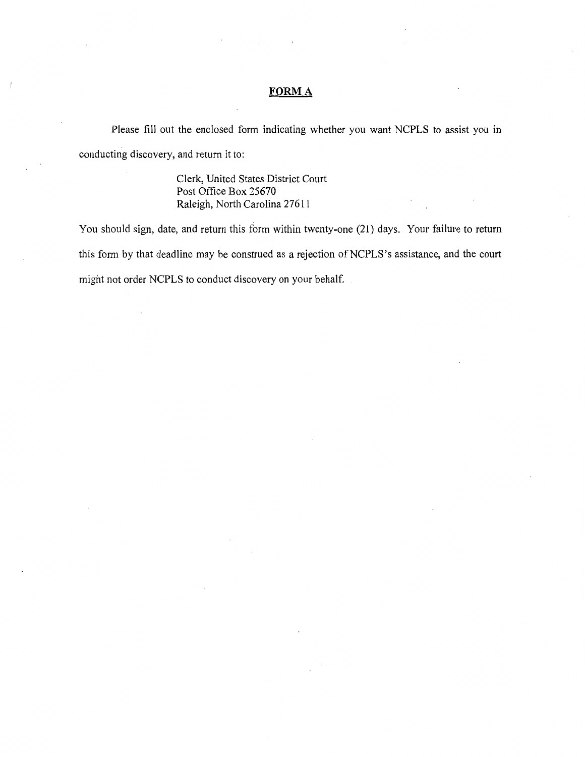# FORM A

Please fill out the enclosed form indicating whether you want NCPLS to assist you in conducting discovery, and return it to:

Clerk, United States District Court
Post Office Box 25670
Raleigh, North Carolina 27611

You should sign, date, and return this form within twenty-one (21) days. Your failure to return this form by that deadline may be construed as a rejection of NCPLS's assistance, and the court might not order NCPLS to conduct discovery on your behalf.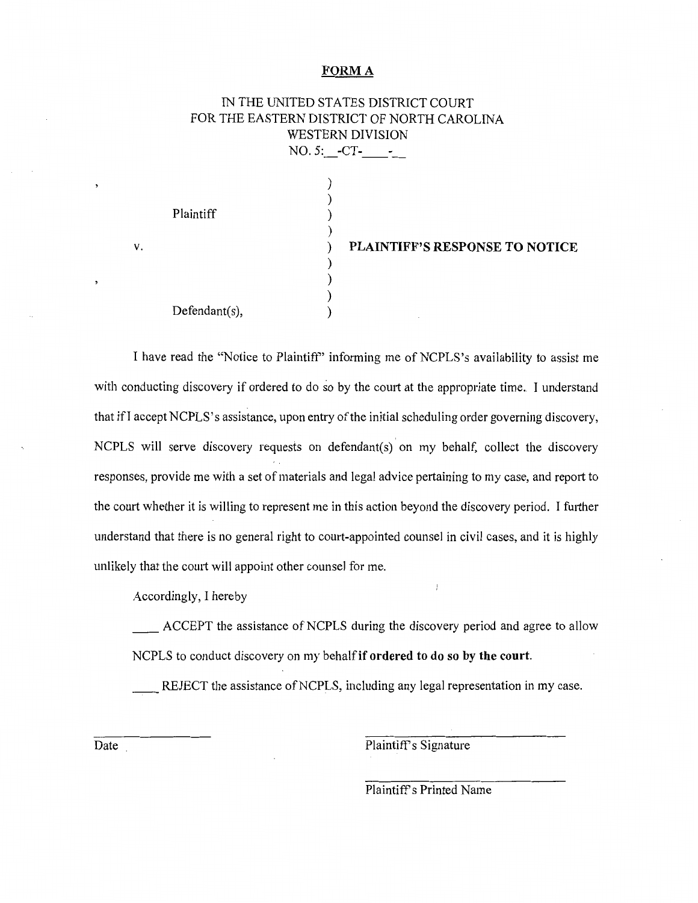**FORM A**

IN THE UNITED STATES DISTRICT COURT
FOR THE EASTERN DISTRICT OF NORTH CAROLINA
WESTERN DIVISION
NO. 5:__-CT-____-__

| | | |
|---|---|---|
| , | ) | |
| | ) | |
| Plaintiff | ) | |
| | ) | |
| v. | ) | **PLAINTIFF'S RESPONSE TO NOTICE** |
| | ) | |
| , | ) | |
| | ) | |
| Defendant(s), | ) | |

I have read the "Notice to Plaintiff" informing me of NCPLS's availability to assist me with conducting discovery if ordered to do so by the court at the appropriate time. I understand that if I accept NCPLS's assistance, upon entry of the initial scheduling order governing discovery, NCPLS will serve discovery requests on defendant(s) on my behalf, collect the discovery responses, provide me with a set of materials and legal advice pertaining to my case, and report to the court whether it is willing to represent me in this action beyond the discovery period. I further understand that there is no general right to court-appointed counsel in civil cases, and it is highly unlikely that the court will appoint other counsel for me.

Accordingly, I hereby

____ ACCEPT the assistance of NCPLS during the discovery period and agree to allow NCPLS to conduct discovery on my behalf **if ordered to do so by the court**.

____ REJECT the assistance of NCPLS, including any legal representation in my case.

_______________ Date

_______________________ Plaintiff's Signature

_______________________ Plaintiff's Printed Name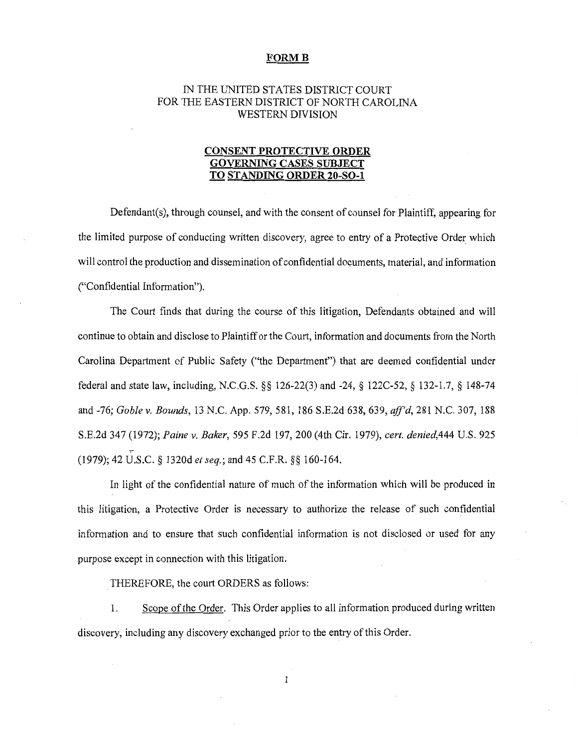**FORM B**

IN THE UNITED STATES DISTRICT COURT
FOR THE EASTERN DISTRICT OF NORTH CAROLINA
WESTERN DIVISION

**CONSENT PROTECTIVE ORDER GOVERNING CASES SUBJECT TO STANDING ORDER 20-SO-1**

Defendant(s), through counsel, and with the consent of counsel for Plaintiff, appearing for the limited purpose of conducting written discovery, agree to entry of a Protective Order which will control the production and dissemination of confidential documents, material, and information ("Confidential Information").

The Court finds that during the course of this litigation, Defendants obtained and will continue to obtain and disclose to Plaintiff or the Court, information and documents from the North Carolina Department of Public Safety ("the Department") that are deemed confidential under federal and state law, including, N.C.G.S. §§ 126-22(3) and -24, § 122C-52, § 132-1.7, § 148-74 and -76; *Goble v. Bounds*, 13 N.C. App. 579, 581, 186 S.E.2d 638, 639, *aff'd*, 281 N.C. 307, 188 S.E.2d 347 (1972); *Paine v. Baker*, 595 F.2d 197, 200 (4th Cir. 1979), *cert. denied*,444 U.S. 925 (1979); 42 U.S.C. § 1320d *et seq.*; and 45 C.F.R. §§ 160-164.

In light of the confidential nature of much of the information which will be produced in this litigation, a Protective Order is necessary to authorize the release of such confidential information and to ensure that such confidential information is not disclosed or used for any purpose except in connection with this litigation.

THEREFORE, the court ORDERS as follows:

1. Scope of the Order. This Order applies to all information produced during written discovery, including any discovery exchanged prior to the entry of this Order.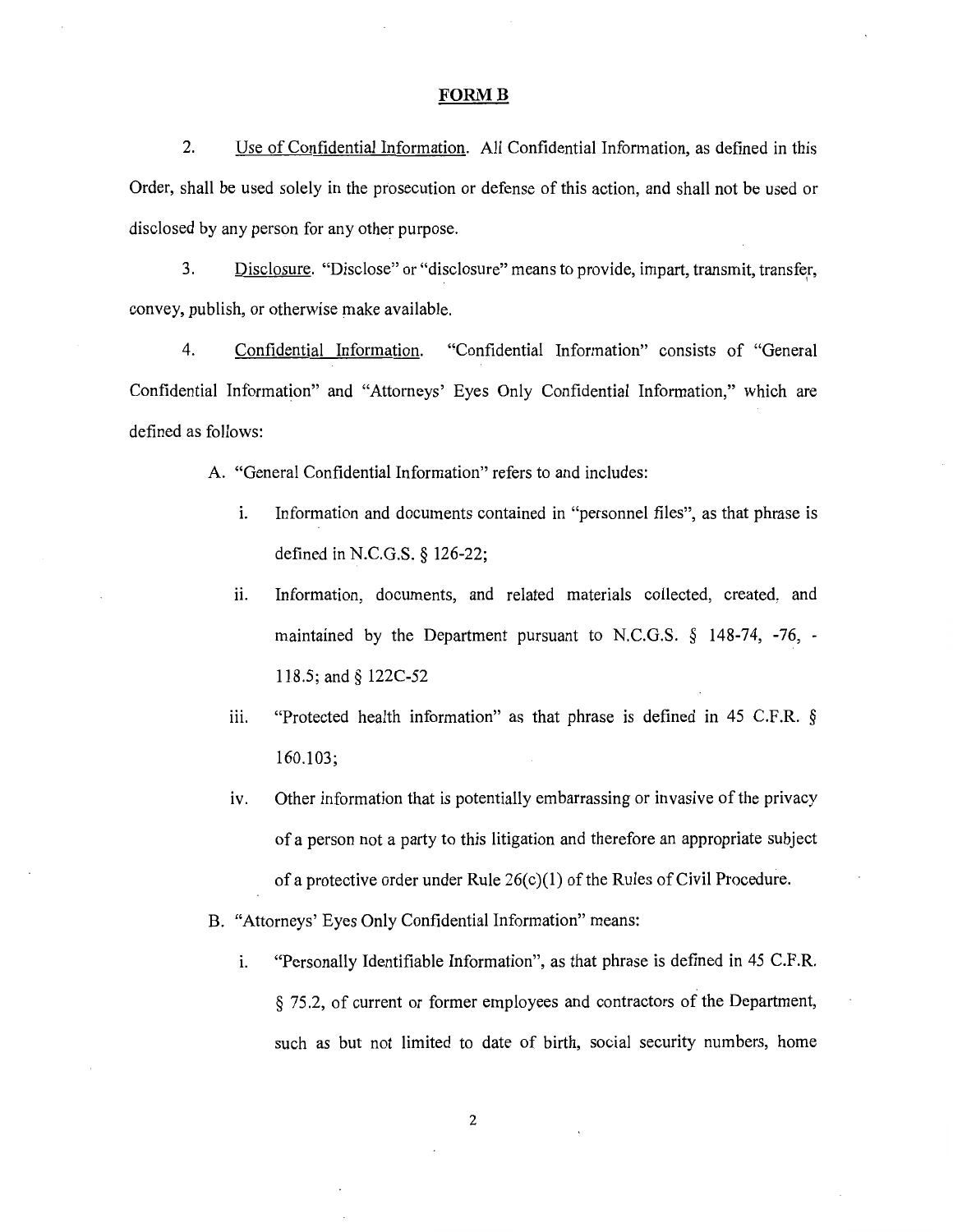# FORM B

2. Use of Confidential Information. All Confidential Information, as defined in this Order, shall be used solely in the prosecution or defense of this action, and shall not be used or disclosed by any person for any other purpose.

3. Disclosure. "Disclose" or "disclosure" means to provide, impart, transmit, transfer, convey, publish, or otherwise make available.

4. Confidential Information. "Confidential Information" consists of "General Confidential Information" and "Attorneys' Eyes Only Confidential Information," which are defined as follows:

A. "General Confidential Information" refers to and includes:

i. Information and documents contained in "personnel files", as that phrase is defined in N.C.G.S. § 126-22;

ii. Information, documents, and related materials collected, created, and maintained by the Department pursuant to N.C.G.S. § 148-74, -76, -118.5; and § 122C-52

iii. "Protected health information" as that phrase is defined in 45 C.F.R. § 160.103;

iv. Other information that is potentially embarrassing or invasive of the privacy of a person not a party to this litigation and therefore an appropriate subject of a protective order under Rule 26(c)(1) of the Rules of Civil Procedure.

B. "Attorneys' Eyes Only Confidential Information" means:

i. "Personally Identifiable Information", as that phrase is defined in 45 C.F.R. § 75.2, of current or former employees and contractors of the Department, such as but not limited to date of birth, social security numbers, home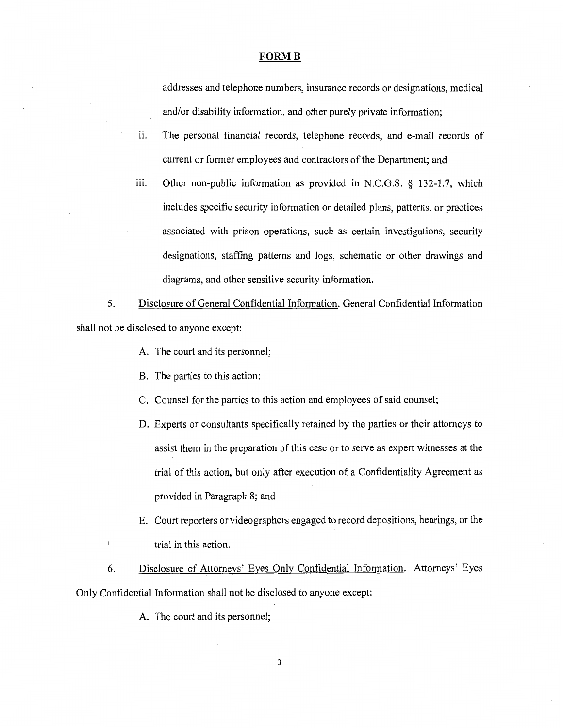**FORM B**

addresses and telephone numbers, insurance records or designations, medical and/or disability information, and other purely private information;

ii. The personal financial records, telephone records, and e-mail records of current or former employees and contractors of the Department; and

iii. Other non-public information as provided in N.C.G.S. § 132-1.7, which includes specific security information or detailed plans, patterns, or practices associated with prison operations, such as certain investigations, security designations, staffing patterns and logs, schematic or other drawings and diagrams, and other sensitive security information.

5. Disclosure of General Confidential Information. General Confidential Information shall not be disclosed to anyone except:

A. The court and its personnel;

B. The parties to this action;

C. Counsel for the parties to this action and employees of said counsel;

D. Experts or consultants specifically retained by the parties or their attorneys to assist them in the preparation of this case or to serve as expert witnesses at the trial of this action, but only after execution of a Confidentiality Agreement as provided in Paragraph 8; and

E. Court reporters or videographers engaged to record depositions, hearings, or the trial in this action.

6. Disclosure of Attorneys' Eyes Only Confidential Information. Attorneys' Eyes Only Confidential Information shall not be disclosed to anyone except:

A. The court and its personnel;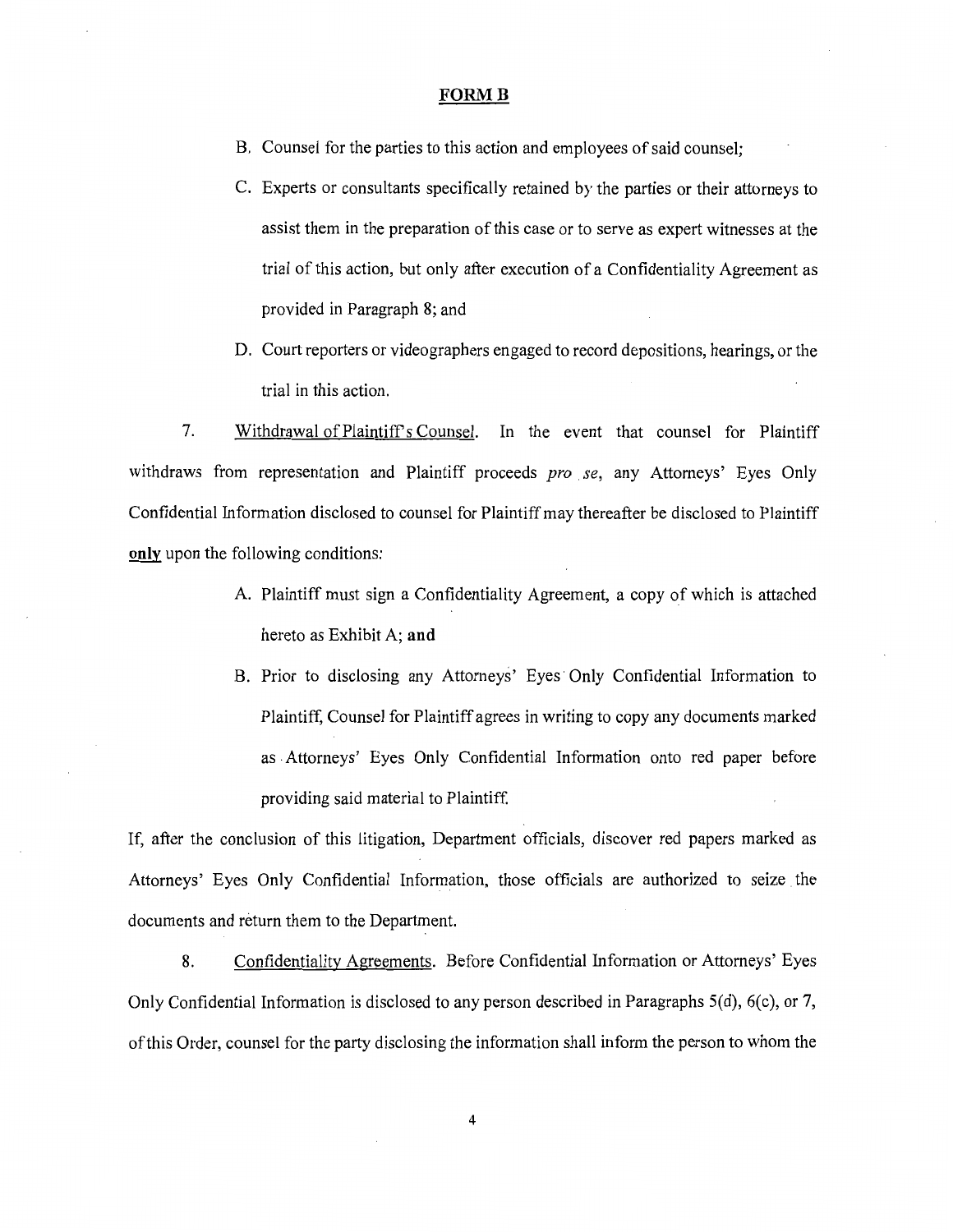**FORM B**

B. Counsel for the parties to this action and employees of said counsel;

C. Experts or consultants specifically retained by the parties or their attorneys to assist them in the preparation of this case or to serve as expert witnesses at the trial of this action, but only after execution of a Confidentiality Agreement as provided in Paragraph 8; and

D. Court reporters or videographers engaged to record depositions, hearings, or the trial in this action.

7. Withdrawal of Plaintiff's Counsel. In the event that counsel for Plaintiff withdraws from representation and Plaintiff proceeds *pro se*, any Attorneys' Eyes Only Confidential Information disclosed to counsel for Plaintiff may thereafter be disclosed to Plaintiff **only** upon the following conditions:

A. Plaintiff must sign a Confidentiality Agreement, a copy of which is attached hereto as Exhibit A; **and**

B. Prior to disclosing any Attorneys' Eyes Only Confidential Information to Plaintiff, Counsel for Plaintiff agrees in writing to copy any documents marked as Attorneys' Eyes Only Confidential Information onto red paper before providing said material to Plaintiff.

If, after the conclusion of this litigation, Department officials, discover red papers marked as Attorneys' Eyes Only Confidential Information, those officials are authorized to seize the documents and return them to the Department.

8. Confidentiality Agreements. Before Confidential Information or Attorneys' Eyes Only Confidential Information is disclosed to any person described in Paragraphs 5(d), 6(c), or 7, of this Order, counsel for the party disclosing the information shall inform the person to whom the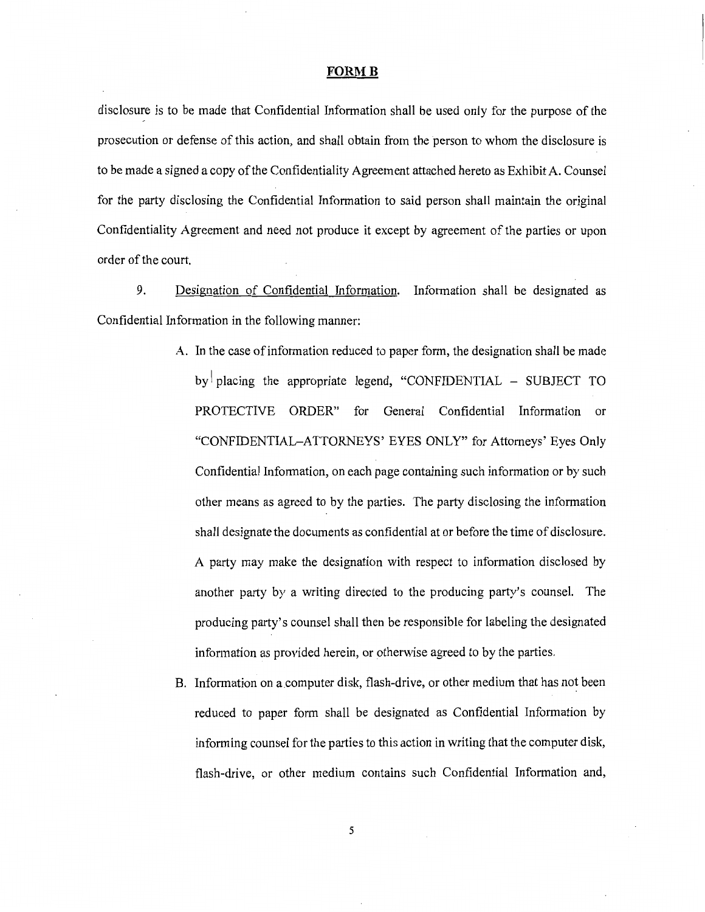**FORM B**

disclosure is to be made that Confidential Information shall be used only for the purpose of the prosecution or defense of this action, and shall obtain from the person to whom the disclosure is to be made a signed a copy of the Confidentiality Agreement attached hereto as Exhibit A. Counsel for the party disclosing the Confidential Information to said person shall maintain the original Confidentiality Agreement and need not produce it except by agreement of the parties or upon order of the court.

9. Designation of Confidential Information. Information shall be designated as Confidential Information in the following manner:

A. In the case of information reduced to paper form, the designation shall be made by placing the appropriate legend, "CONFIDENTIAL – SUBJECT TO PROTECTIVE ORDER" for General Confidential Information or "CONFIDENTIAL–ATTORNEYS' EYES ONLY" for Attorneys' Eyes Only Confidential Information, on each page containing such information or by such other means as agreed to by the parties. The party disclosing the information shall designate the documents as confidential at or before the time of disclosure. A party may make the designation with respect to information disclosed by another party by a writing directed to the producing party's counsel. The producing party's counsel shall then be responsible for labeling the designated information as provided herein, or otherwise agreed to by the parties.

B. Information on a computer disk, flash-drive, or other medium that has not been reduced to paper form shall be designated as Confidential Information by informing counsel for the parties to this action in writing that the computer disk, flash-drive, or other medium contains such Confidential Information and,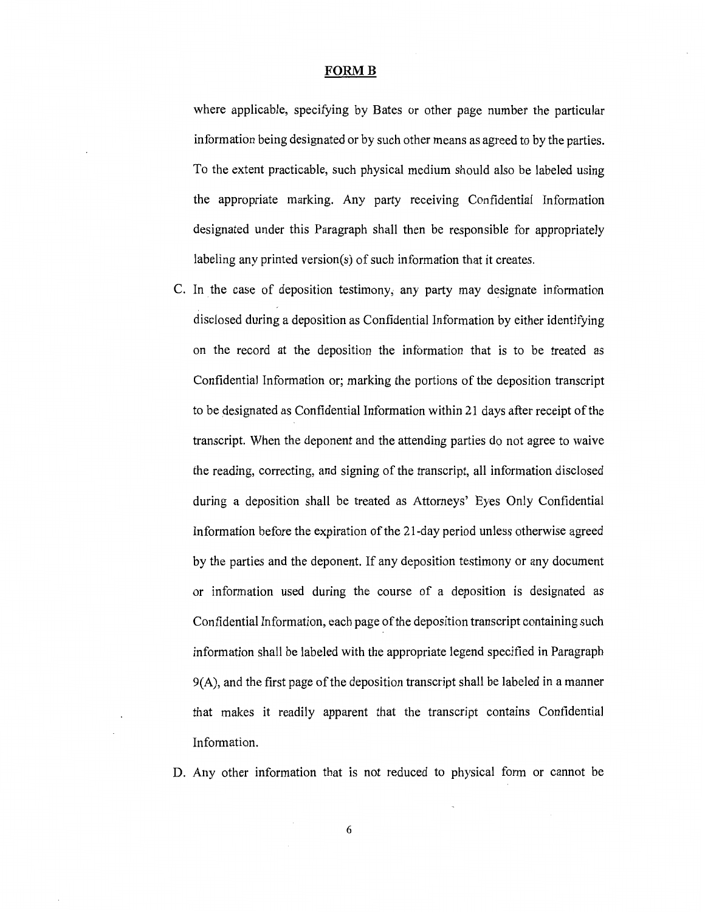**FORM B**

where applicable, specifying by Bates or other page number the particular information being designated or by such other means as agreed to by the parties. To the extent practicable, such physical medium should also be labeled using the appropriate marking. Any party receiving Confidential Information designated under this Paragraph shall then be responsible for appropriately labeling any printed version(s) of such information that it creates.

C. In the case of deposition testimony, any party may designate information disclosed during a deposition as Confidential Information by either identifying on the record at the deposition the information that is to be treated as Confidential Information or; marking the portions of the deposition transcript to be designated as Confidential Information within 21 days after receipt of the transcript. When the deponent and the attending parties do not agree to waive the reading, correcting, and signing of the transcript, all information disclosed during a deposition shall be treated as Attorneys' Eyes Only Confidential Information before the expiration of the 21-day period unless otherwise agreed by the parties and the deponent. If any deposition testimony or any document or information used during the course of a deposition is designated as Confidential Information, each page of the deposition transcript containing such information shall be labeled with the appropriate legend specified in Paragraph 9(A), and the first page of the deposition transcript shall be labeled in a manner that makes it readily apparent that the transcript contains Confidential Information.

D. Any other information that is not reduced to physical form or cannot be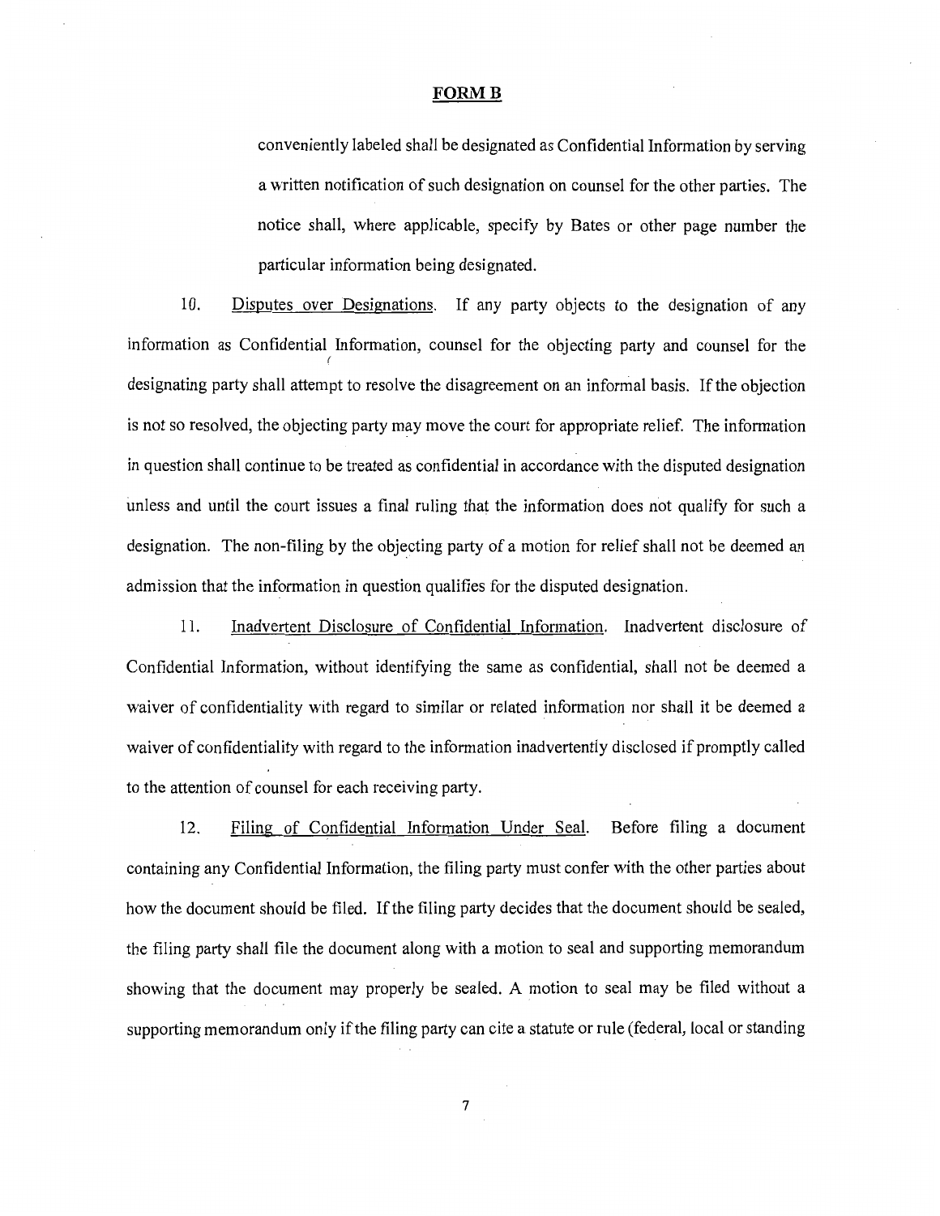**FORM B**

conveniently labeled shall be designated as Confidential Information by serving a written notification of such designation on counsel for the other parties. The notice shall, where applicable, specify by Bates or other page number the particular information being designated.

10. Disputes over Designations. If any party objects to the designation of any information as Confidential Information, counsel for the objecting party and counsel for the designating party shall attempt to resolve the disagreement on an informal basis. If the objection is not so resolved, the objecting party may move the court for appropriate relief. The information in question shall continue to be treated as confidential in accordance with the disputed designation unless and until the court issues a final ruling that the information does not qualify for such a designation. The non-filing by the objecting party of a motion for relief shall not be deemed an admission that the information in question qualifies for the disputed designation.

11. Inadvertent Disclosure of Confidential Information. Inadvertent disclosure of Confidential Information, without identifying the same as confidential, shall not be deemed a waiver of confidentiality with regard to similar or related information nor shall it be deemed a waiver of confidentiality with regard to the information inadvertently disclosed if promptly called to the attention of counsel for each receiving party.

12. Filing of Confidential Information Under Seal. Before filing a document containing any Confidential Information, the filing party must confer with the other parties about how the document should be filed. If the filing party decides that the document should be sealed, the filing party shall file the document along with a motion to seal and supporting memorandum showing that the document may properly be sealed. A motion to seal may be filed without a supporting memorandum only if the filing party can cite a statute or rule (federal, local or standing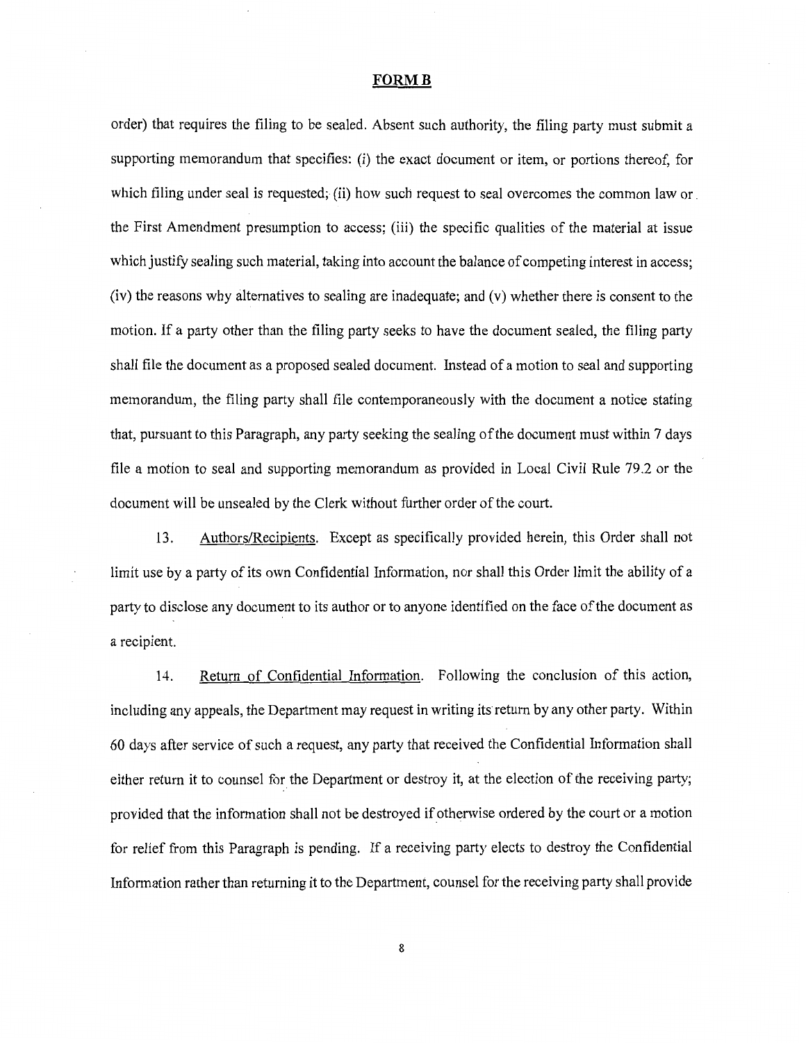**FORM B**

order) that requires the filing to be sealed. Absent such authority, the filing party must submit a supporting memorandum that specifies: (i) the exact document or item, or portions thereof, for which filing under seal is requested; (ii) how such request to seal overcomes the common law or the First Amendment presumption to access; (iii) the specific qualities of the material at issue which justify sealing such material, taking into account the balance of competing interest in access; (iv) the reasons why alternatives to sealing are inadequate; and (v) whether there is consent to the motion. If a party other than the filing party seeks to have the document sealed, the filing party shall file the document as a proposed sealed document. Instead of a motion to seal and supporting memorandum, the filing party shall file contemporaneously with the document a notice stating that, pursuant to this Paragraph, any party seeking the sealing of the document must within 7 days file a motion to seal and supporting memorandum as provided in Local Civil Rule 79.2 or the document will be unsealed by the Clerk without further order of the court.

13. Authors/Recipients. Except as specifically provided herein, this Order shall not limit use by a party of its own Confidential Information, nor shall this Order limit the ability of a party to disclose any document to its author or to anyone identified on the face of the document as a recipient.

14. Return of Confidential Information. Following the conclusion of this action, including any appeals, the Department may request in writing its return by any other party. Within 60 days after service of such a request, any party that received the Confidential Information shall either return it to counsel for the Department or destroy it, at the election of the receiving party; provided that the information shall not be destroyed if otherwise ordered by the court or a motion for relief from this Paragraph is pending. If a receiving party elects to destroy the Confidential Information rather than returning it to the Department, counsel for the receiving party shall provide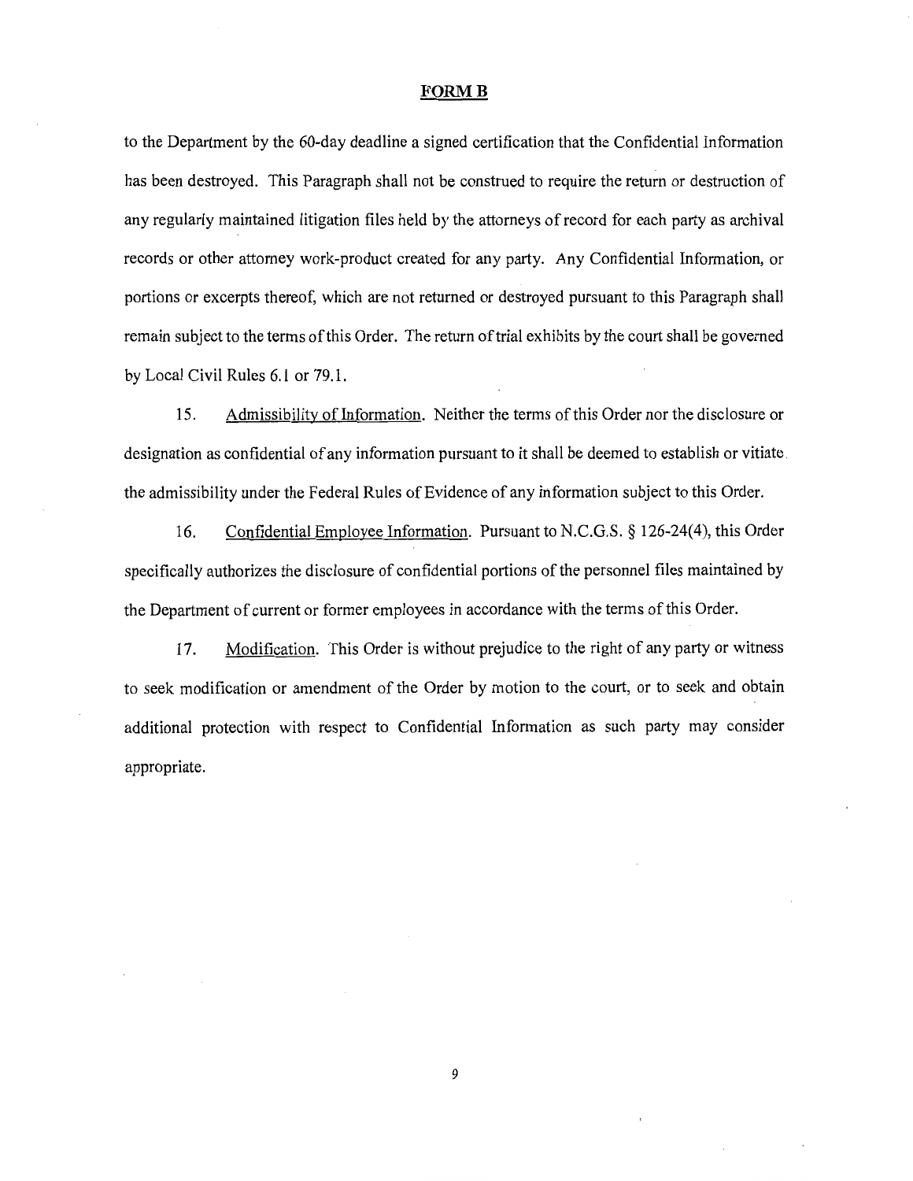**FORM B**

to the Department by the 60-day deadline a signed certification that the Confidential Information has been destroyed. This Paragraph shall not be construed to require the return or destruction of any regularly maintained litigation files held by the attorneys of record for each party as archival records or other attorney work-product created for any party. Any Confidential Information, or portions or excerpts thereof, which are not returned or destroyed pursuant to this Paragraph shall remain subject to the terms of this Order. The return of trial exhibits by the court shall be governed by Local Civil Rules 6.1 or 79.1.

15. Admissibility of Information. Neither the terms of this Order nor the disclosure or designation as confidential of any information pursuant to it shall be deemed to establish or vitiate the admissibility under the Federal Rules of Evidence of any information subject to this Order.

16. Confidential Employee Information. Pursuant to N.C.G.S. § 126-24(4), this Order specifically authorizes the disclosure of confidential portions of the personnel files maintained by the Department of current or former employees in accordance with the terms of this Order.

17. Modification. This Order is without prejudice to the right of any party or witness to seek modification or amendment of the Order by motion to the court, or to seek and obtain additional protection with respect to Confidential Information as such party may consider appropriate.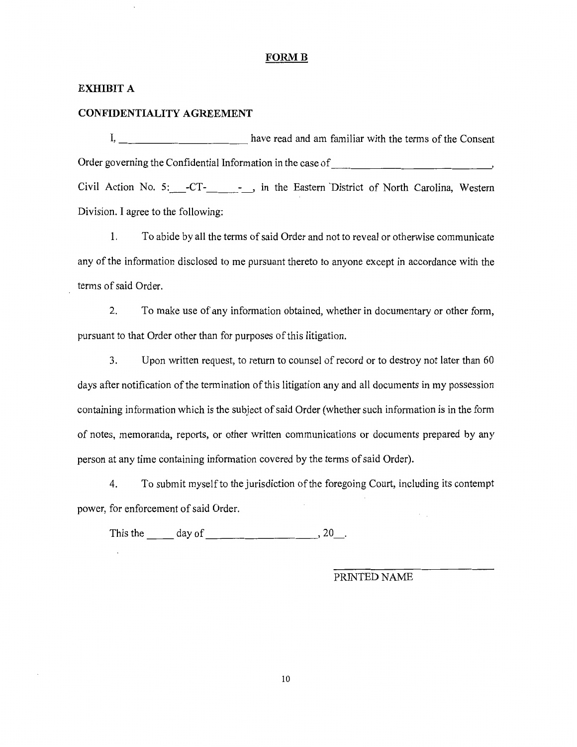**FORM B**

**EXHIBIT A**

**CONFIDENTIALITY AGREEMENT**

I, ______________________ have read and am familiar with the terms of the Consent Order governing the Confidential Information in the case of ______________________________, Civil Action No. 5:___-CT-______-__, in the Eastern District of North Carolina, Western Division. I agree to the following:

1. To abide by all the terms of said Order and not to reveal or otherwise communicate any of the information disclosed to me pursuant thereto to anyone except in accordance with the terms of said Order.

2. To make use of any information obtained, whether in documentary or other form, pursuant to that Order other than for purposes of this litigation.

3. Upon written request, to return to counsel of record or to destroy not later than 60 days after notification of the termination of this litigation any and all documents in my possession containing information which is the subject of said Order (whether such information is in the form of notes, memoranda, reports, or other written communications or documents prepared by any person at any time containing information covered by the terms of said Order).

4. To submit myself to the jurisdiction of the foregoing Court, including its contempt power, for enforcement of said Order.

This the _____ day of ____________________, 20__.

______________________________
PRINTED NAME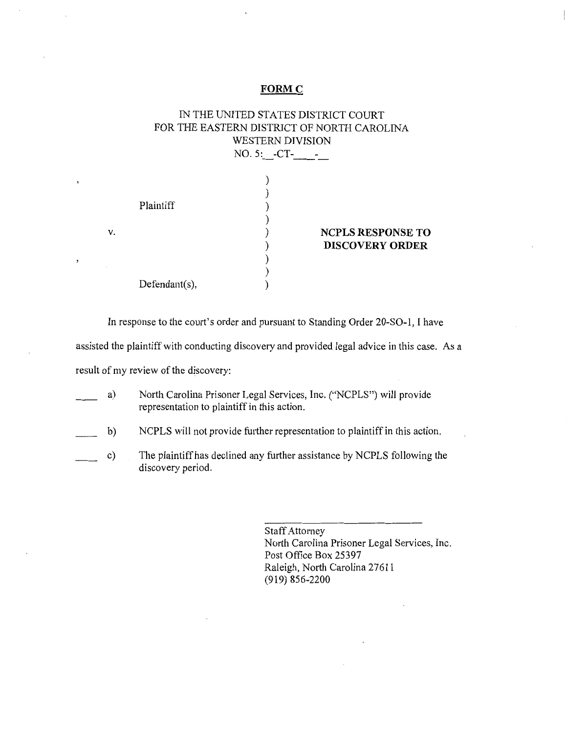**FORM C**

IN THE UNITED STATES DISTRICT COURT
FOR THE EASTERN DISTRICT OF NORTH CAROLINA
WESTERN DIVISION
NO. 5:__-CT-____-__

| | | |
|---|---|---|
| , | ) | |
| | ) | |
| Plaintiff | ) | |
| | ) | |
| v. | ) | **NCPLS RESPONSE TO** |
| | ) | **DISCOVERY ORDER** |
| , | ) | |
| | ) | |
| Defendant(s), | ) | |

In response to the court's order and pursuant to Standing Order 20-SO-1, I have assisted the plaintiff with conducting discovery and provided legal advice in this case. As a result of my review of the discovery:

____ a) North Carolina Prisoner Legal Services, Inc. ("NCPLS") will provide representation to plaintiff in this action.

____ b) NCPLS will not provide further representation to plaintiff in this action.

____ c) The plaintiff has declined any further assistance by NCPLS following the discovery period.

______________________________
Staff Attorney
North Carolina Prisoner Legal Services, Inc.
Post Office Box 25397
Raleigh, North Carolina 27611
(919) 856-2200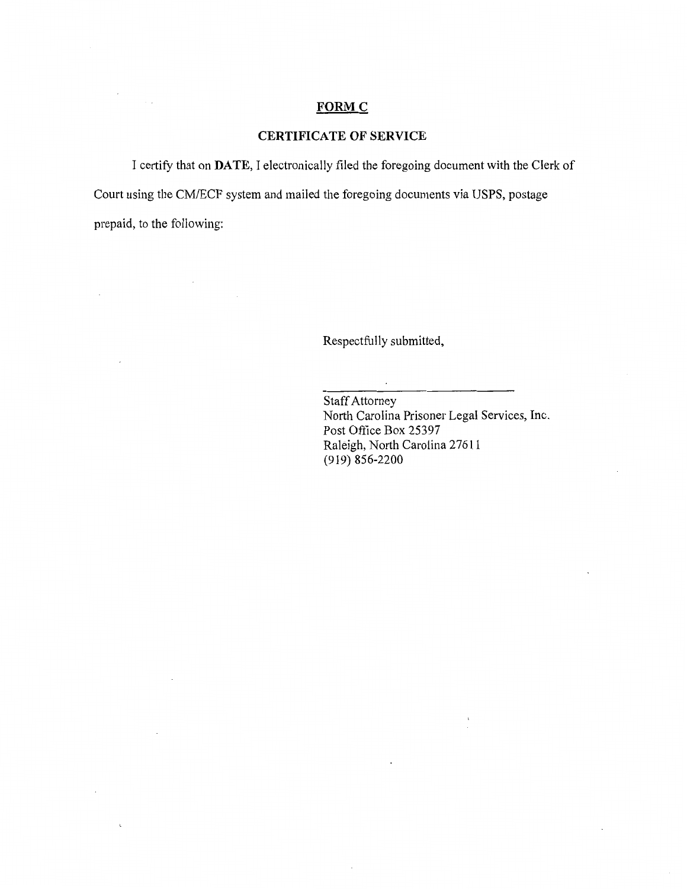# FORM C

## CERTIFICATE OF SERVICE

I certify that on **DATE**, I electronically filed the foregoing document with the Clerk of Court using the CM/ECF system and mailed the foregoing documents via USPS, postage prepaid, to the following:

Respectfully submitted,

\_\_\_\_\_\_\_\_\_\_\_\_\_\_\_\_\_\_\_\_\_\_\_\_\_\_\_\_

Staff Attorney
North Carolina Prisoner Legal Services, Inc.
Post Office Box 25397
Raleigh, North Carolina 27611
(919) 856-2200